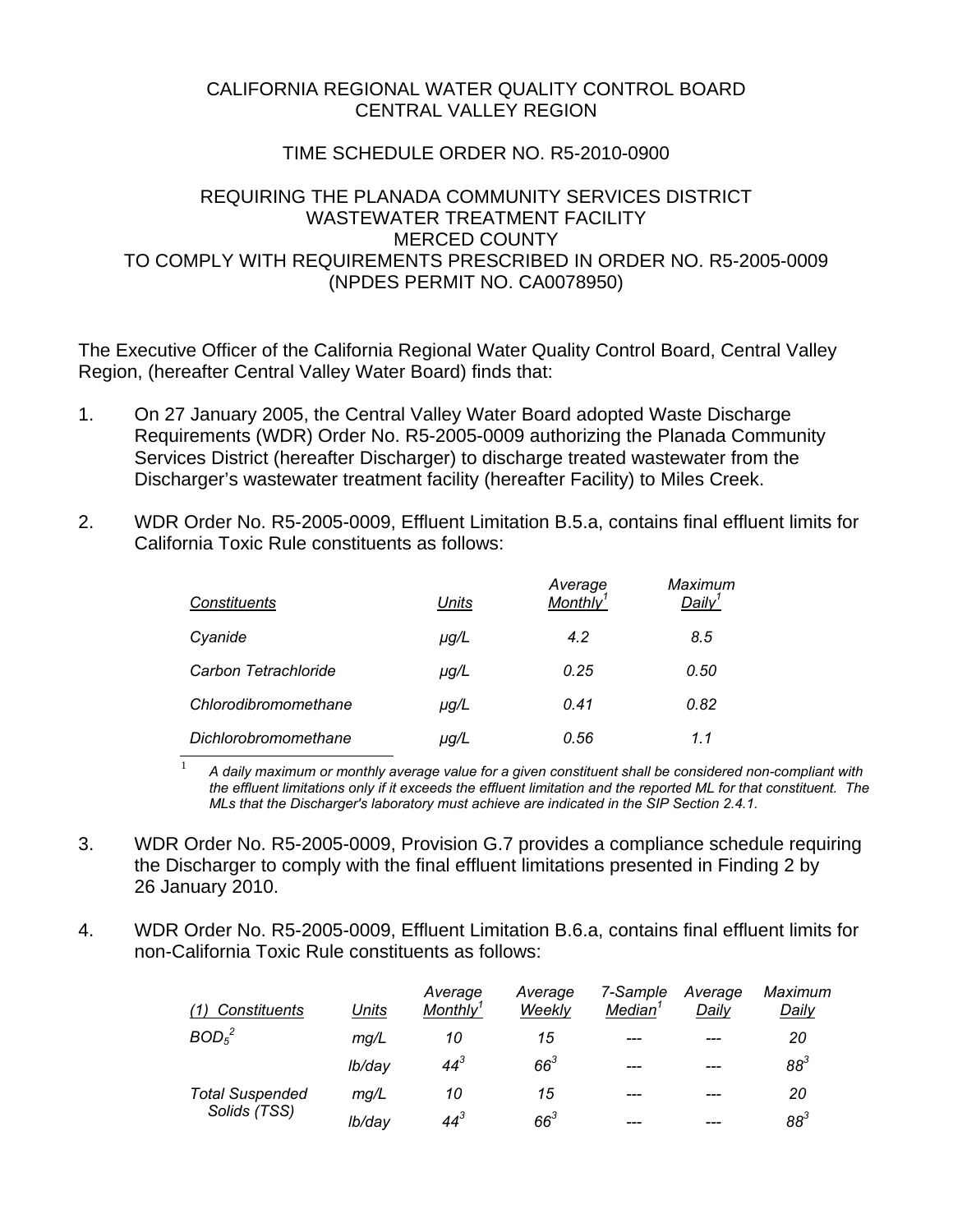CALIFORNIA REGIONAL WATER QUALITY CONTROL BOARD
CENTRAL VALLEY REGION

TIME SCHEDULE ORDER NO. R5-2010-0900

REQUIRING THE PLANADA COMMUNITY SERVICES DISTRICT
WASTEWATER TREATMENT FACILITY
MERCED COUNTY
TO COMPLY WITH REQUIREMENTS PRESCRIBED IN ORDER NO. R5-2005-0009
(NPDES PERMIT NO. CA0078950)

The Executive Officer of the California Regional Water Quality Control Board, Central Valley Region, (hereafter Central Valley Water Board) finds that:

1. On 27 January 2005, the Central Valley Water Board adopted Waste Discharge Requirements (WDR) Order No. R5-2005-0009 authorizing the Planada Community Services District (hereafter Discharger) to discharge treated wastewater from the Discharger's wastewater treatment facility (hereafter Facility) to Miles Creek.

2. WDR Order No. R5-2005-0009, Effluent Limitation B.5.a, contains final effluent limits for California Toxic Rule constituents as follows:

| *Constituents* | *Units* | *Average Monthly*[1] | *Maximum Daily*[1] |
|---|---|---|---|
| *Cyanide* | *μg/L* | *4.2* | *8.5* |
| *Carbon Tetrachloride* | *μg/L* | *0.25* | *0.50* |
| *Chlorodibromomethane* | *μg/L* | *0.41* | *0.82* |
| *Dichlorobromomethane* | *μg/L* | *0.56* | *1.1* |

[1] *A daily maximum or monthly average value for a given constituent shall be considered non-compliant with the effluent limitations only if it exceeds the effluent limitation and the reported ML for that constituent. The MLs that the Discharger's laboratory must achieve are indicated in the SIP Section 2.4.1.*

3. WDR Order No. R5-2005-0009, Provision G.7 provides a compliance schedule requiring the Discharger to comply with the final effluent limitations presented in Finding 2 by 26 January 2010.

4. WDR Order No. R5-2005-0009, Effluent Limitation B.6.a, contains final effluent limits for non-California Toxic Rule constituents as follows:

| *(1) Constituents* | *Units* | *Average Monthly*[1] | *Average Weekly* | *7-Sample Median*[1] | *Average Daily* | *Maximum Daily* |
|---|---|---|---|---|---|---|
| *$BOD_5$*[2] | *mg/L* | *10* | *15* | --- | --- | *20* |
| | *lb/day* | *44*[3] | *66*[3] | --- | --- | *88*[3] |
| *Total Suspended Solids (TSS)* | *mg/L* | *10* | *15* | --- | --- | *20* |
| | *lb/day* | *44*[3] | *66*[3] | --- | --- | *88*[3] |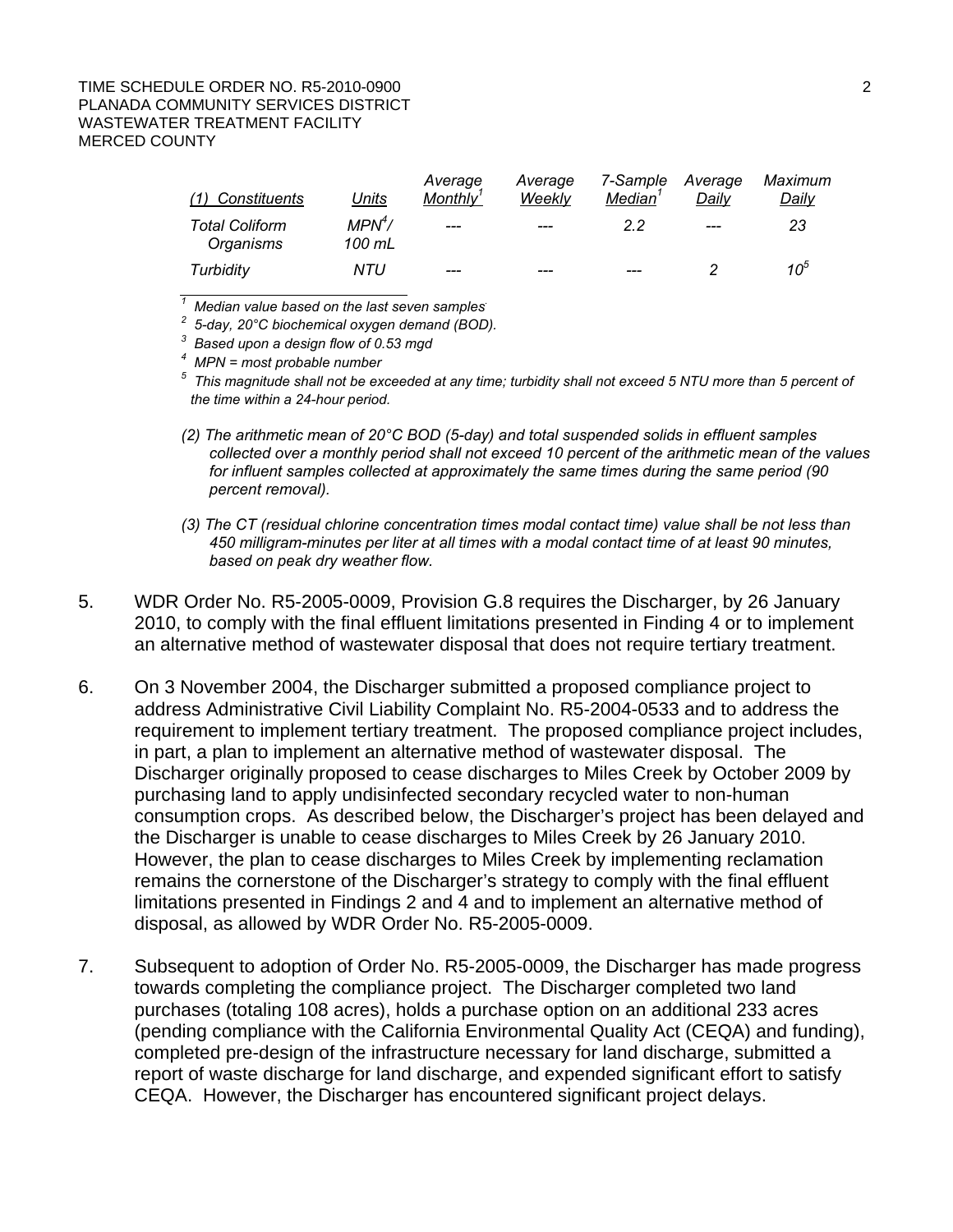| *(1) Constituents* | *Units* | *Average Monthly*[1] | *Average Weekly* | *7-Sample Median*[1] | *Average Daily* | *Maximum Daily* |
|---|---|---|---|---|---|---|
| *Total Coliform Organisms* | *MPN*[4]*/ 100 mL* | --- | --- | *2.2* | --- | *23* |
| *Turbidity* | *NTU* | --- | --- | --- | *2* | *10*[5] |

*[1] Median value based on the last seven samples*

*[2] 5-day, 20°C biochemical oxygen demand (BOD).*

*[3] Based upon a design flow of 0.53 mgd*

*[4] MPN = most probable number*

*[5] This magnitude shall not be exceeded at any time; turbidity shall not exceed 5 NTU more than 5 percent of the time within a 24-hour period.*

*(2) The arithmetic mean of 20°C BOD (5-day) and total suspended solids in effluent samples collected over a monthly period shall not exceed 10 percent of the arithmetic mean of the values for influent samples collected at approximately the same times during the same period (90 percent removal).*

*(3) The CT (residual chlorine concentration times modal contact time) value shall be not less than 450 milligram-minutes per liter at all times with a modal contact time of at least 90 minutes, based on peak dry weather flow.*

5. WDR Order No. R5-2005-0009, Provision G.8 requires the Discharger, by 26 January 2010, to comply with the final effluent limitations presented in Finding 4 or to implement an alternative method of wastewater disposal that does not require tertiary treatment.

6. On 3 November 2004, the Discharger submitted a proposed compliance project to address Administrative Civil Liability Complaint No. R5-2004-0533 and to address the requirement to implement tertiary treatment. The proposed compliance project includes, in part, a plan to implement an alternative method of wastewater disposal. The Discharger originally proposed to cease discharges to Miles Creek by October 2009 by purchasing land to apply undisinfected secondary recycled water to non-human consumption crops. As described below, the Discharger's project has been delayed and the Discharger is unable to cease discharges to Miles Creek by 26 January 2010. However, the plan to cease discharges to Miles Creek by implementing reclamation remains the cornerstone of the Discharger's strategy to comply with the final effluent limitations presented in Findings 2 and 4 and to implement an alternative method of disposal, as allowed by WDR Order No. R5-2005-0009.

7. Subsequent to adoption of Order No. R5-2005-0009, the Discharger has made progress towards completing the compliance project. The Discharger completed two land purchases (totaling 108 acres), holds a purchase option on an additional 233 acres (pending compliance with the California Environmental Quality Act (CEQA) and funding), completed pre-design of the infrastructure necessary for land discharge, submitted a report of waste discharge for land discharge, and expended significant effort to satisfy CEQA. However, the Discharger has encountered significant project delays.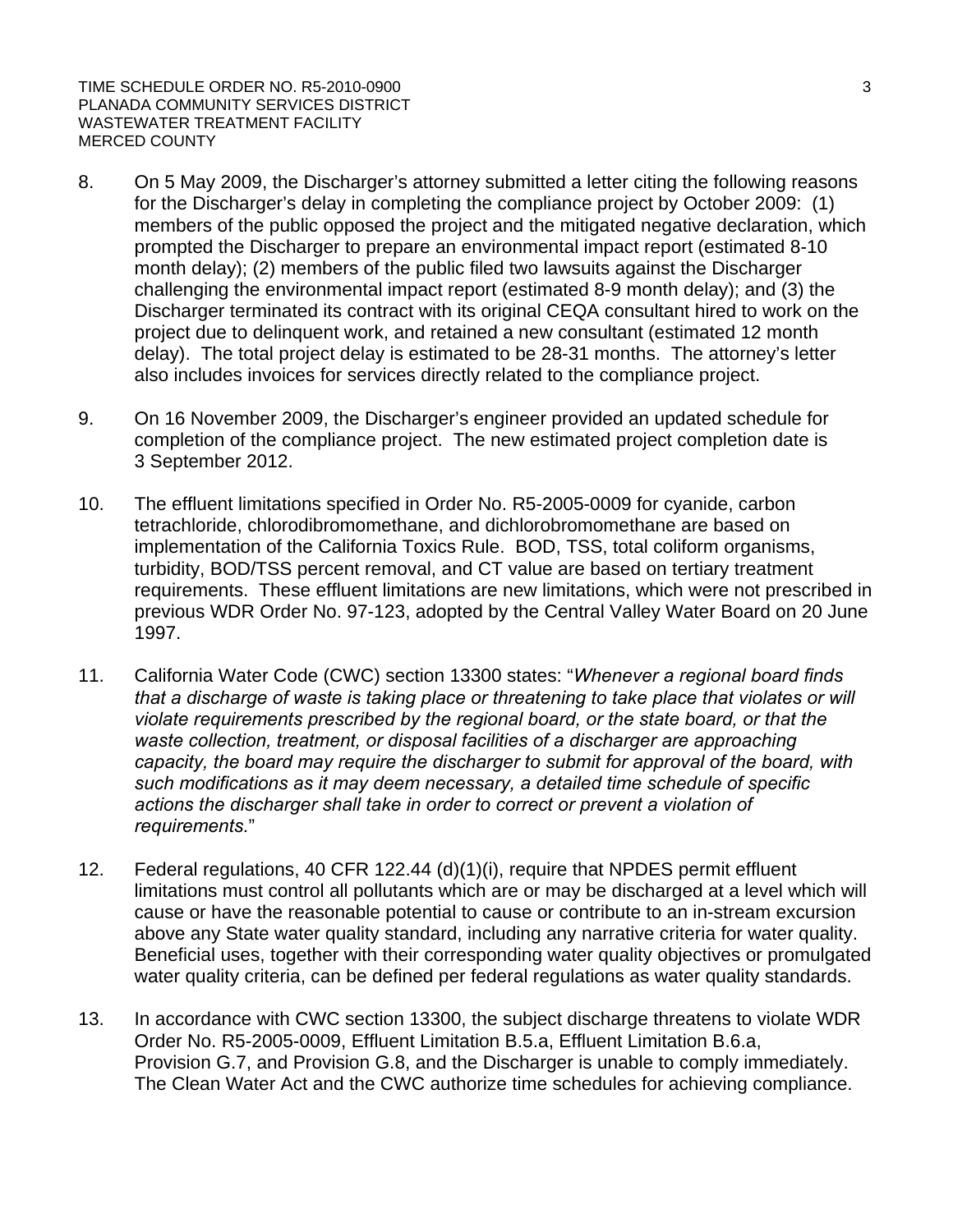8. On 5 May 2009, the Discharger's attorney submitted a letter citing the following reasons for the Discharger's delay in completing the compliance project by October 2009: (1) members of the public opposed the project and the mitigated negative declaration, which prompted the Discharger to prepare an environmental impact report (estimated 8-10 month delay); (2) members of the public filed two lawsuits against the Discharger challenging the environmental impact report (estimated 8-9 month delay); and (3) the Discharger terminated its contract with its original CEQA consultant hired to work on the project due to delinquent work, and retained a new consultant (estimated 12 month delay). The total project delay is estimated to be 28-31 months. The attorney's letter also includes invoices for services directly related to the compliance project.

9. On 16 November 2009, the Discharger's engineer provided an updated schedule for completion of the compliance project. The new estimated project completion date is 3 September 2012.

10. The effluent limitations specified in Order No. R5-2005-0009 for cyanide, carbon tetrachloride, chlorodibromomethane, and dichlorobromomethane are based on implementation of the California Toxics Rule. BOD, TSS, total coliform organisms, turbidity, BOD/TSS percent removal, and CT value are based on tertiary treatment requirements. These effluent limitations are new limitations, which were not prescribed in previous WDR Order No. 97-123, adopted by the Central Valley Water Board on 20 June 1997.

11. California Water Code (CWC) section 13300 states: "*Whenever a regional board finds that a discharge of waste is taking place or threatening to take place that violates or will violate requirements prescribed by the regional board, or the state board, or that the waste collection, treatment, or disposal facilities of a discharger are approaching capacity, the board may require the discharger to submit for approval of the board, with such modifications as it may deem necessary, a detailed time schedule of specific actions the discharger shall take in order to correct or prevent a violation of requirements.*"

12. Federal regulations, 40 CFR 122.44 (d)(1)(i), require that NPDES permit effluent limitations must control all pollutants which are or may be discharged at a level which will cause or have the reasonable potential to cause or contribute to an in-stream excursion above any State water quality standard, including any narrative criteria for water quality. Beneficial uses, together with their corresponding water quality objectives or promulgated water quality criteria, can be defined per federal regulations as water quality standards.

13. In accordance with CWC section 13300, the subject discharge threatens to violate WDR Order No. R5-2005-0009, Effluent Limitation B.5.a, Effluent Limitation B.6.a, Provision G.7, and Provision G.8, and the Discharger is unable to comply immediately. The Clean Water Act and the CWC authorize time schedules for achieving compliance.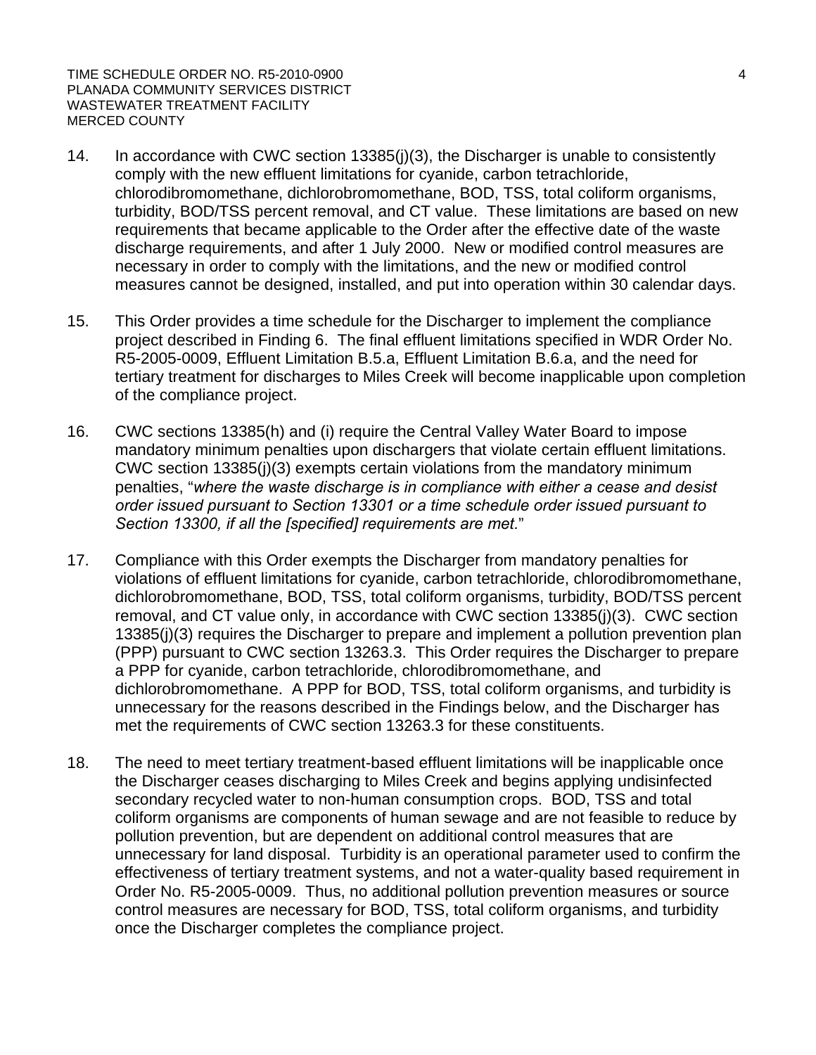14. In accordance with CWC section 13385(j)(3), the Discharger is unable to consistently comply with the new effluent limitations for cyanide, carbon tetrachloride, chlorodibromomethane, dichlorobromomethane, BOD, TSS, total coliform organisms, turbidity, BOD/TSS percent removal, and CT value. These limitations are based on new requirements that became applicable to the Order after the effective date of the waste discharge requirements, and after 1 July 2000. New or modified control measures are necessary in order to comply with the limitations, and the new or modified control measures cannot be designed, installed, and put into operation within 30 calendar days.

15. This Order provides a time schedule for the Discharger to implement the compliance project described in Finding 6. The final effluent limitations specified in WDR Order No. R5-2005-0009, Effluent Limitation B.5.a, Effluent Limitation B.6.a, and the need for tertiary treatment for discharges to Miles Creek will become inapplicable upon completion of the compliance project.

16. CWC sections 13385(h) and (i) require the Central Valley Water Board to impose mandatory minimum penalties upon dischargers that violate certain effluent limitations. CWC section 13385(j)(3) exempts certain violations from the mandatory minimum penalties, "*where the waste discharge is in compliance with either a cease and desist order issued pursuant to Section 13301 or a time schedule order issued pursuant to Section 13300, if all the [specified] requirements are met.*"

17. Compliance with this Order exempts the Discharger from mandatory penalties for violations of effluent limitations for cyanide, carbon tetrachloride, chlorodibromomethane, dichlorobromomethane, BOD, TSS, total coliform organisms, turbidity, BOD/TSS percent removal, and CT value only, in accordance with CWC section 13385(j)(3). CWC section 13385(j)(3) requires the Discharger to prepare and implement a pollution prevention plan (PPP) pursuant to CWC section 13263.3. This Order requires the Discharger to prepare a PPP for cyanide, carbon tetrachloride, chlorodibromomethane, and dichlorobromomethane. A PPP for BOD, TSS, total coliform organisms, and turbidity is unnecessary for the reasons described in the Findings below, and the Discharger has met the requirements of CWC section 13263.3 for these constituents.

18. The need to meet tertiary treatment-based effluent limitations will be inapplicable once the Discharger ceases discharging to Miles Creek and begins applying undisinfected secondary recycled water to non-human consumption crops. BOD, TSS and total coliform organisms are components of human sewage and are not feasible to reduce by pollution prevention, but are dependent on additional control measures that are unnecessary for land disposal. Turbidity is an operational parameter used to confirm the effectiveness of tertiary treatment systems, and not a water-quality based requirement in Order No. R5-2005-0009. Thus, no additional pollution prevention measures or source control measures are necessary for BOD, TSS, total coliform organisms, and turbidity once the Discharger completes the compliance project.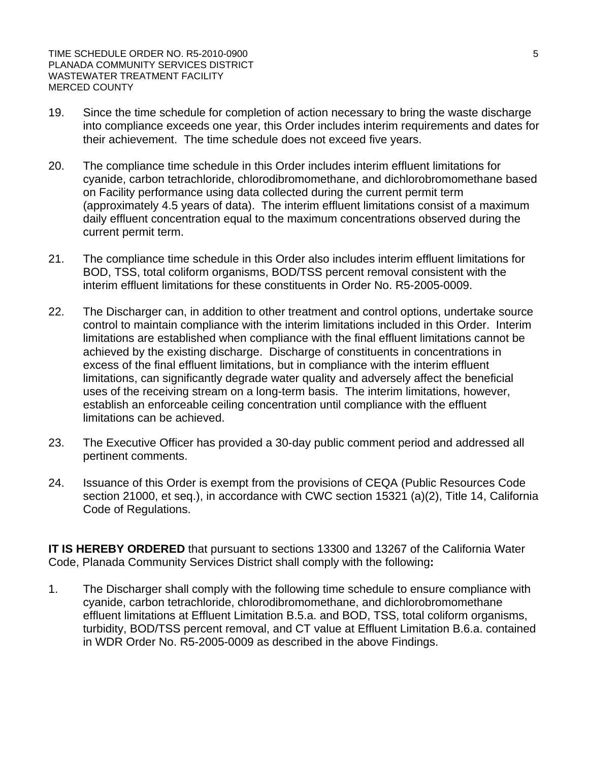19. Since the time schedule for completion of action necessary to bring the waste discharge into compliance exceeds one year, this Order includes interim requirements and dates for their achievement. The time schedule does not exceed five years.

20. The compliance time schedule in this Order includes interim effluent limitations for cyanide, carbon tetrachloride, chlorodibromomethane, and dichlorobromomethane based on Facility performance using data collected during the current permit term (approximately 4.5 years of data). The interim effluent limitations consist of a maximum daily effluent concentration equal to the maximum concentrations observed during the current permit term.

21. The compliance time schedule in this Order also includes interim effluent limitations for BOD, TSS, total coliform organisms, BOD/TSS percent removal consistent with the interim effluent limitations for these constituents in Order No. R5-2005-0009.

22. The Discharger can, in addition to other treatment and control options, undertake source control to maintain compliance with the interim limitations included in this Order. Interim limitations are established when compliance with the final effluent limitations cannot be achieved by the existing discharge. Discharge of constituents in concentrations in excess of the final effluent limitations, but in compliance with the interim effluent limitations, can significantly degrade water quality and adversely affect the beneficial uses of the receiving stream on a long-term basis. The interim limitations, however, establish an enforceable ceiling concentration until compliance with the effluent limitations can be achieved.

23. The Executive Officer has provided a 30-day public comment period and addressed all pertinent comments.

24. Issuance of this Order is exempt from the provisions of CEQA (Public Resources Code section 21000, et seq.), in accordance with CWC section 15321 (a)(2), Title 14, California Code of Regulations.

**IT IS HEREBY ORDERED** that pursuant to sections 13300 and 13267 of the California Water Code, Planada Community Services District shall comply with the following**:**

1. The Discharger shall comply with the following time schedule to ensure compliance with cyanide, carbon tetrachloride, chlorodibromomethane, and dichlorobromomethane effluent limitations at Effluent Limitation B.5.a. and BOD, TSS, total coliform organisms, turbidity, BOD/TSS percent removal, and CT value at Effluent Limitation B.6.a. contained in WDR Order No. R5-2005-0009 as described in the above Findings.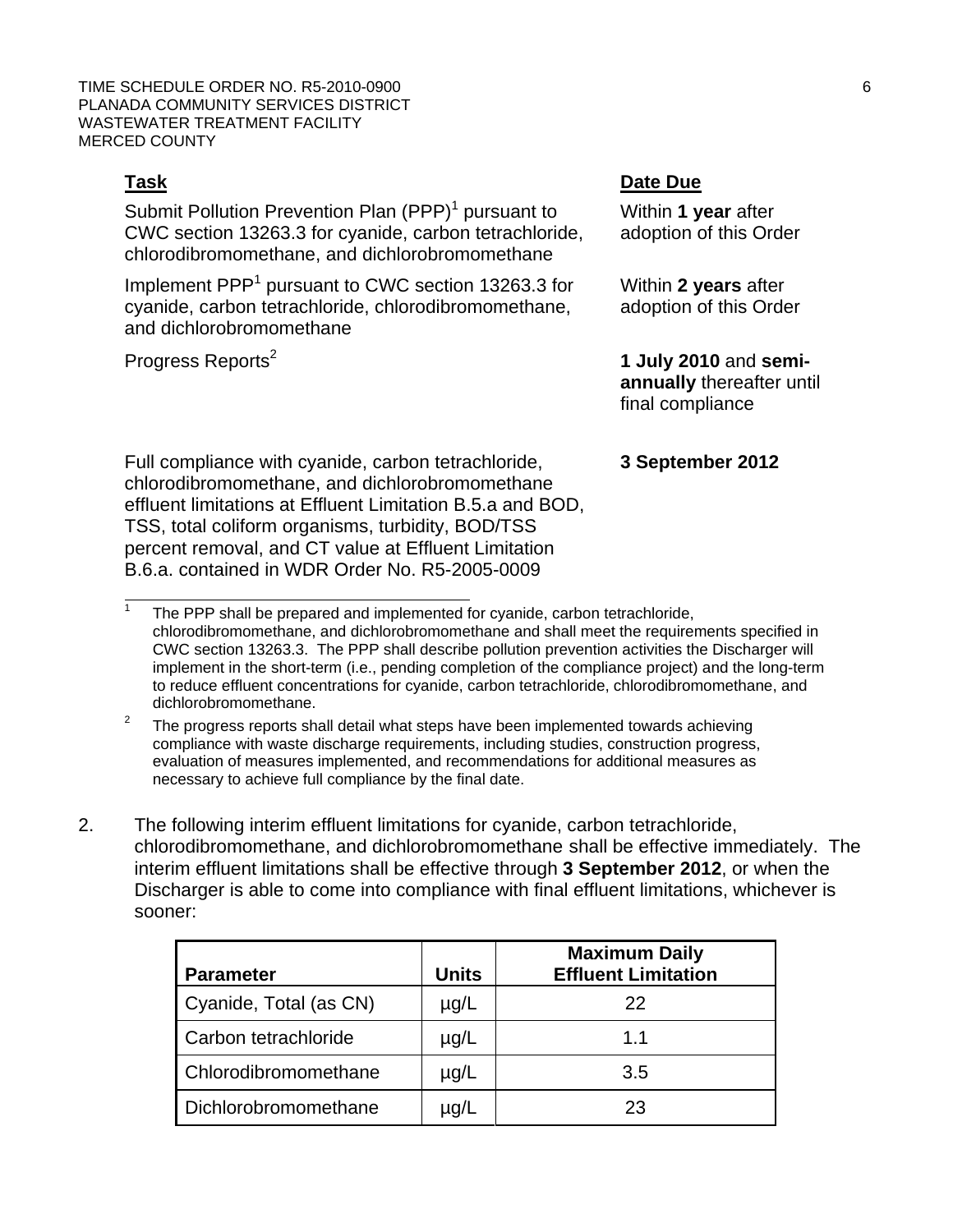| Task | Date Due |
| --- | --- |
| Submit Pollution Prevention Plan (PPP)[1] pursuant to CWC section 13263.3 for cyanide, carbon tetrachloride, chlorodibromomethane, and dichlorobromomethane | Within **1 year** after adoption of this Order |
| Implement PPP[1] pursuant to CWC section 13263.3 for cyanide, carbon tetrachloride, chlorodibromomethane, and dichlorobromomethane | Within **2 years** after adoption of this Order |
| Progress Reports[2] | **1 July 2010** and **semi-annually** thereafter until final compliance |
| Full compliance with cyanide, carbon tetrachloride, chlorodibromomethane, and dichlorobromomethane effluent limitations at Effluent Limitation B.5.a and BOD, TSS, total coliform organisms, turbidity, BOD/TSS percent removal, and CT value at Effluent Limitation B.6.a. contained in WDR Order No. R5-2005-0009 | **3 September 2012** |

[1] The PPP shall be prepared and implemented for cyanide, carbon tetrachloride, chlorodibromomethane, and dichlorobromomethane and shall meet the requirements specified in CWC section 13263.3. The PPP shall describe pollution prevention activities the Discharger will implement in the short-term (i.e., pending completion of the compliance project) and the long-term to reduce effluent concentrations for cyanide, carbon tetrachloride, chlorodibromomethane, and dichlorobromomethane.

[2] The progress reports shall detail what steps have been implemented towards achieving compliance with waste discharge requirements, including studies, construction progress, evaluation of measures implemented, and recommendations for additional measures as necessary to achieve full compliance by the final date.

2. The following interim effluent limitations for cyanide, carbon tetrachloride, chlorodibromomethane, and dichlorobromomethane shall be effective immediately. The interim effluent limitations shall be effective through **3 September 2012**, or when the Discharger is able to come into compliance with final effluent limitations, whichever is sooner:

| Parameter | Units | Maximum Daily Effluent Limitation |
| --- | --- | --- |
| Cyanide, Total (as CN) | µg/L | 22 |
| Carbon tetrachloride | µg/L | 1.1 |
| Chlorodibromomethane | µg/L | 3.5 |
| Dichlorobromomethane | µg/L | 23 |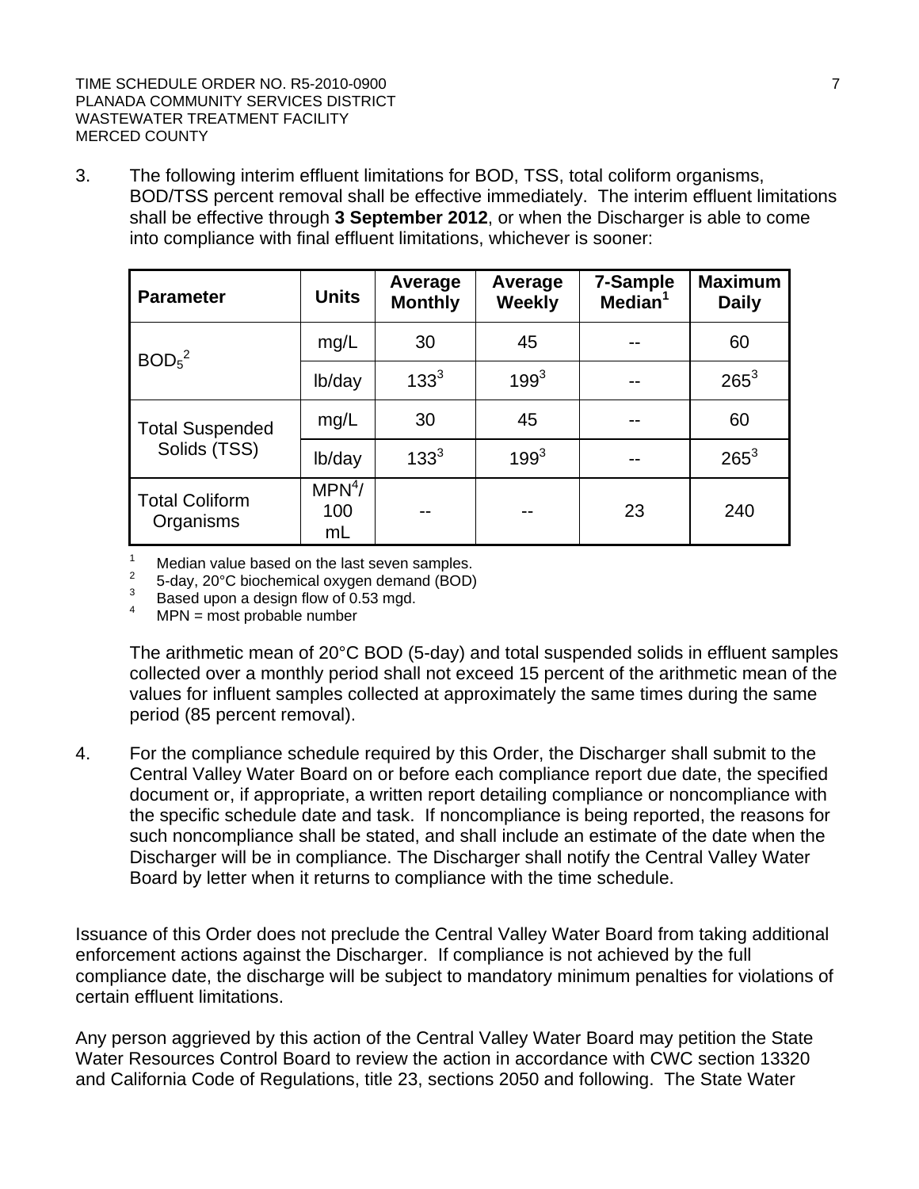3. The following interim effluent limitations for BOD, TSS, total coliform organisms, BOD/TSS percent removal shall be effective immediately. The interim effluent limitations shall be effective through **3 September 2012**, or when the Discharger is able to come into compliance with final effluent limitations, whichever is sooner:

| Parameter | Units | Average Monthly | Average Weekly | 7-Sample Median[1] | Maximum Daily |
|---|---|---|---|---|---|
| $BOD_5$[2] | mg/L | 30 | 45 | -- | 60 |
| | lb/day | 133[3] | 199[3] | -- | 265[3] |
| Total Suspended Solids (TSS) | mg/L | 30 | 45 | -- | 60 |
| | lb/day | 133[3] | 199[3] | -- | 265[3] |
| Total Coliform Organisms | MPN[4]/ 100 mL | -- | -- | 23 | 240 |

[1] Median value based on the last seven samples.
[2] 5-day, 20°C biochemical oxygen demand (BOD)
[3] Based upon a design flow of 0.53 mgd.
[4] MPN = most probable number

The arithmetic mean of 20°C BOD (5-day) and total suspended solids in effluent samples collected over a monthly period shall not exceed 15 percent of the arithmetic mean of the values for influent samples collected at approximately the same times during the same period (85 percent removal).

4. For the compliance schedule required by this Order, the Discharger shall submit to the Central Valley Water Board on or before each compliance report due date, the specified document or, if appropriate, a written report detailing compliance or noncompliance with the specific schedule date and task. If noncompliance is being reported, the reasons for such noncompliance shall be stated, and shall include an estimate of the date when the Discharger will be in compliance. The Discharger shall notify the Central Valley Water Board by letter when it returns to compliance with the time schedule.

Issuance of this Order does not preclude the Central Valley Water Board from taking additional enforcement actions against the Discharger. If compliance is not achieved by the full compliance date, the discharge will be subject to mandatory minimum penalties for violations of certain effluent limitations.

Any person aggrieved by this action of the Central Valley Water Board may petition the State Water Resources Control Board to review the action in accordance with CWC section 13320 and California Code of Regulations, title 23, sections 2050 and following. The State Water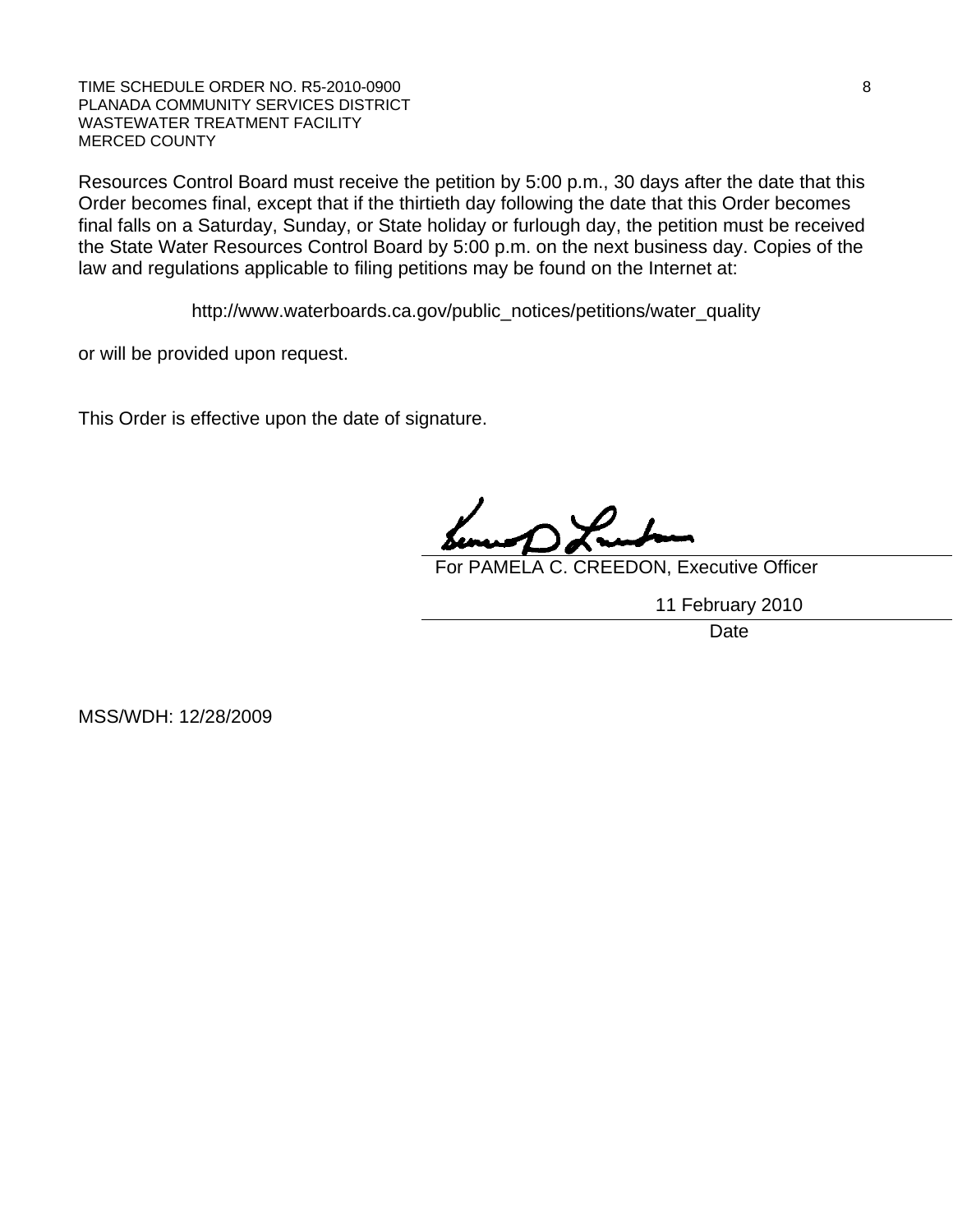Resources Control Board must receive the petition by 5:00 p.m., 30 days after the date that this Order becomes final, except that if the thirtieth day following the date that this Order becomes final falls on a Saturday, Sunday, or State holiday or furlough day, the petition must be received the State Water Resources Control Board by 5:00 p.m. on the next business day. Copies of the law and regulations applicable to filing petitions may be found on the Internet at:

http://www.waterboards.ca.gov/public_notices/petitions/water_quality

or will be provided upon request.

This Order is effective upon the date of signature.

For PAMELA C. CREEDON, Executive Officer

11 February 2010

Date

MSS/WDH: 12/28/2009